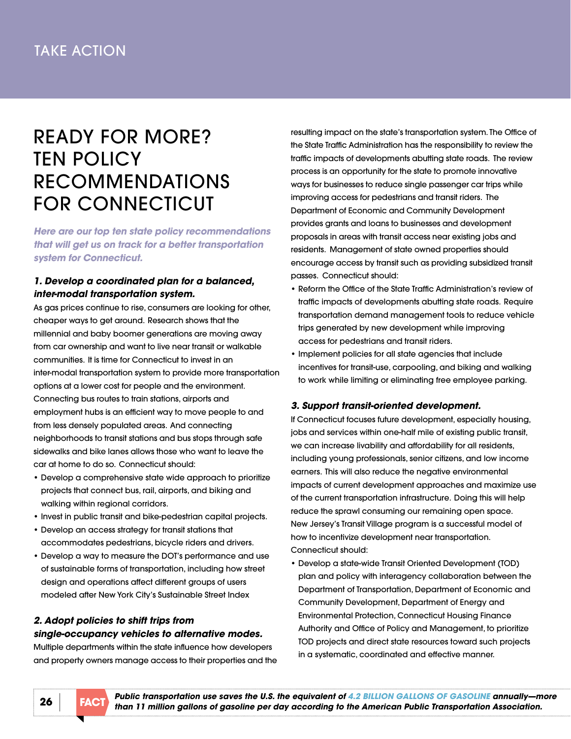TAKE ACTION

# READY FOR MORE? TEN POLICY RECOMMENDATIONS FOR CONNECTICUT

***Here are our top ten state policy recommendations that will get us on track for a better transportation system for Connecticut.***

### *1. Develop a coordinated plan for a balanced, inter-modal transportation system.*

As gas prices continue to rise, consumers are looking for other, cheaper ways to get around. Research shows that the millennial and baby boomer generations are moving away from car ownership and want to live near transit or walkable communities. It is time for Connecticut to invest in an inter-modal transportation system to provide more transportation options at a lower cost for people and the environment. Connecting bus routes to train stations, airports and employment hubs is an efficient way to move people to and from less densely populated areas. And connecting neighborhoods to transit stations and bus stops through safe sidewalks and bike lanes allows those who want to leave the car at home to do so. Connecticut should:

- Develop a comprehensive state wide approach to prioritize projects that connect bus, rail, airports, and biking and walking within regional corridors.
- Invest in public transit and bike-pedestrian capital projects.
- Develop an access strategy for transit stations that accommodates pedestrians, bicycle riders and drivers.
- Develop a way to measure the DOT's performance and use of sustainable forms of transportation, including how street design and operations affect different groups of users modeled after New York City's Sustainable Street Index

### *2. Adopt policies to shift trips from single-occupancy vehicles to alternative modes.*

Multiple departments within the state influence how developers and property owners manage access to their properties and the resulting impact on the state's transportation system. The Office of the State Traffic Administration has the responsibility to review the traffic impacts of developments abutting state roads. The review process is an opportunity for the state to promote innovative ways for businesses to reduce single passenger car trips while improving access for pedestrians and transit riders. The Department of Economic and Community Development provides grants and loans to businesses and development proposals in areas with transit access near existing jobs and residents. Management of state owned properties should encourage access by transit such as providing subsidized transit passes. Connecticut should:

- Reform the Office of the State Traffic Administration's review of traffic impacts of developments abutting state roads. Require transportation demand management tools to reduce vehicle trips generated by new development while improving access for pedestrians and transit riders.
- Implement policies for all state agencies that include incentives for transit-use, carpooling, and biking and walking to work while limiting or eliminating free employee parking.

### *3. Support transit-oriented development.*

If Connecticut focuses future development, especially housing, jobs and services within one-half mile of existing public transit, we can increase livability and affordability for all residents, including young professionals, senior citizens, and low income earners. This will also reduce the negative environmental impacts of current development approaches and maximize use of the current transportation infrastructure. Doing this will help reduce the sprawl consuming our remaining open space. New Jersey's Transit Village program is a successful model of how to incentivize development near transportation. Connecticut should:

- Develop a state-wide Transit Oriented Development (TOD) plan and policy with interagency collaboration between the Department of Transportation, Department of Economic and Community Development, Department of Energy and Environmental Protection, Connecticut Housing Finance Authority and Office of Policy and Management, to prioritize TOD projects and direct state resources toward such projects in a systematic, coordinated and effective manner.

**FACT** ***Public transportation use saves the U.S. the equivalent of 4.2 BILLION GALLONS OF GASOLINE annually—more than 11 million gallons of gasoline per day according to the American Public Transportation Association.***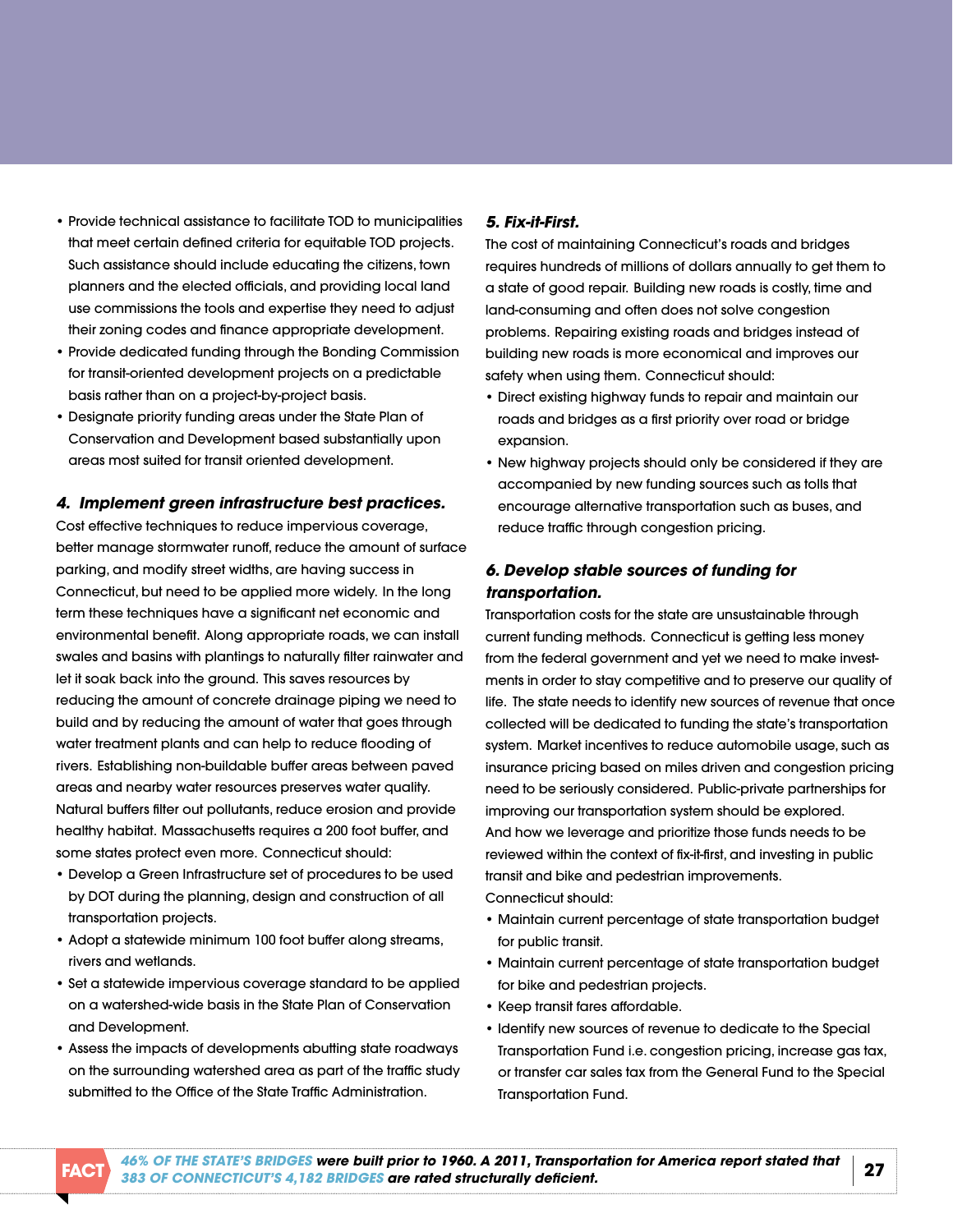- Provide technical assistance to facilitate TOD to municipalities that meet certain defined criteria for equitable TOD projects. Such assistance should include educating the citizens, town planners and the elected officials, and providing local land use commissions the tools and expertise they need to adjust their zoning codes and finance appropriate development.
- Provide dedicated funding through the Bonding Commission for transit-oriented development projects on a predictable basis rather than on a project-by-project basis.
- Designate priority funding areas under the State Plan of Conservation and Development based substantially upon areas most suited for transit oriented development.

### *4. Implement green infrastructure best practices.*

Cost effective techniques to reduce impervious coverage, better manage stormwater runoff, reduce the amount of surface parking, and modify street widths, are having success in Connecticut, but need to be applied more widely. In the long term these techniques have a significant net economic and environmental benefit. Along appropriate roads, we can install swales and basins with plantings to naturally filter rainwater and let it soak back into the ground. This saves resources by reducing the amount of concrete drainage piping we need to build and by reducing the amount of water that goes through water treatment plants and can help to reduce flooding of rivers. Establishing non-buildable buffer areas between paved areas and nearby water resources preserves water quality. Natural buffers filter out pollutants, reduce erosion and provide healthy habitat. Massachusetts requires a 200 foot buffer, and some states protect even more. Connecticut should:

- Develop a Green Infrastructure set of procedures to be used by DOT during the planning, design and construction of all transportation projects.
- Adopt a statewide minimum 100 foot buffer along streams, rivers and wetlands.
- Set a statewide impervious coverage standard to be applied on a watershed-wide basis in the State Plan of Conservation and Development.
- Assess the impacts of developments abutting state roadways on the surrounding watershed area as part of the traffic study submitted to the Office of the State Traffic Administration.

### *5. Fix-it-First.*

The cost of maintaining Connecticut's roads and bridges requires hundreds of millions of dollars annually to get them to a state of good repair. Building new roads is costly, time and land-consuming and often does not solve congestion problems. Repairing existing roads and bridges instead of building new roads is more economical and improves our safety when using them. Connecticut should:

- Direct existing highway funds to repair and maintain our roads and bridges as a first priority over road or bridge expansion.
- New highway projects should only be considered if they are accompanied by new funding sources such as tolls that encourage alternative transportation such as buses, and reduce traffic through congestion pricing.

### *6. Develop stable sources of funding for transportation.*

Transportation costs for the state are unsustainable through current funding methods. Connecticut is getting less money from the federal government and yet we need to make investments in order to stay competitive and to preserve our quality of life. The state needs to identify new sources of revenue that once collected will be dedicated to funding the state's transportation system. Market incentives to reduce automobile usage, such as insurance pricing based on miles driven and congestion pricing need to be seriously considered. Public-private partnerships for improving our transportation system should be explored. And how we leverage and prioritize those funds needs to be reviewed within the context of fix-it-first, and investing in public transit and bike and pedestrian improvements.
Connecticut should:

- Maintain current percentage of state transportation budget for public transit.
- Maintain current percentage of state transportation budget for bike and pedestrian projects.
- Keep transit fares affordable.
- Identify new sources of revenue to dedicate to the Special Transportation Fund i.e. congestion pricing, increase gas tax, or transfer car sales tax from the General Fund to the Special Transportation Fund.

**FACT** ***46% OF THE STATE'S BRIDGES were built prior to 1960. A 2011, Transportation for America report stated that 383 OF CONNECTICUT'S 4,182 BRIDGES are rated structurally deficient.***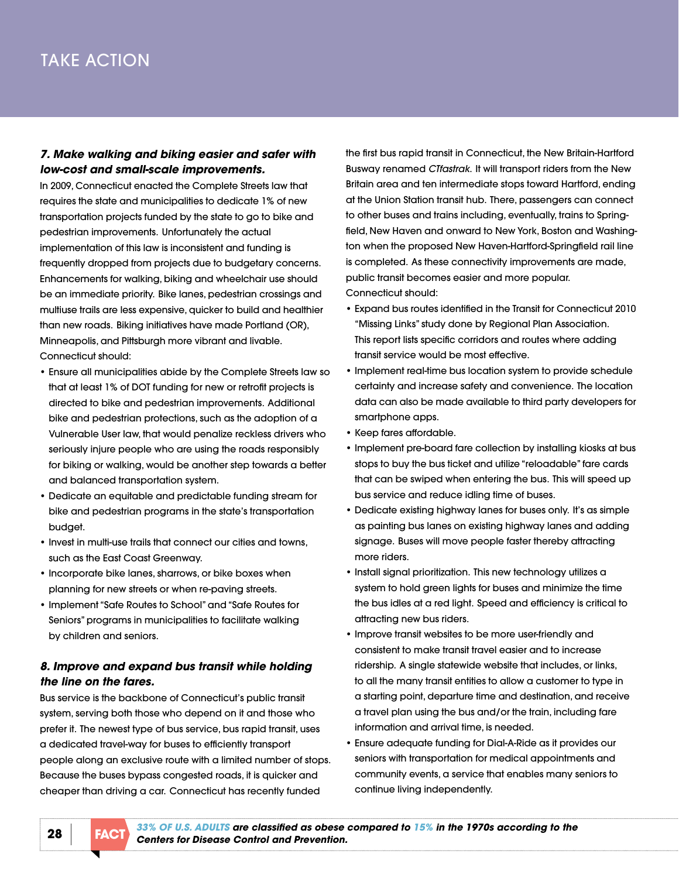# TAKE ACTION

***7. Make walking and biking easier and safer with low-cost and small-scale improvements.***

In 2009, Connecticut enacted the Complete Streets law that requires the state and municipalities to dedicate 1% of new transportation projects funded by the state to go to bike and pedestrian improvements. Unfortunately the actual implementation of this law is inconsistent and funding is frequently dropped from projects due to budgetary concerns. Enhancements for walking, biking and wheelchair use should be an immediate priority. Bike lanes, pedestrian crossings and multiuse trails are less expensive, quicker to build and healthier than new roads. Biking initiatives have made Portland (OR), Minneapolis, and Pittsburgh more vibrant and livable.

Connecticut should:

- Ensure all municipalities abide by the Complete Streets law so that at least 1% of DOT funding for new or retrofit projects is directed to bike and pedestrian improvements. Additional bike and pedestrian protections, such as the adoption of a Vulnerable User law, that would penalize reckless drivers who seriously injure people who are using the roads responsibly for biking or walking, would be another step towards a better and balanced transportation system.
- Dedicate an equitable and predictable funding stream for bike and pedestrian programs in the state's transportation budget.
- Invest in multi-use trails that connect our cities and towns, such as the East Coast Greenway.
- Incorporate bike lanes, sharrows, or bike boxes when planning for new streets or when re-paving streets.
- Implement "Safe Routes to School" and "Safe Routes for Seniors" programs in municipalities to facilitate walking by children and seniors.

***8. Improve and expand bus transit while holding the line on the fares.***

Bus service is the backbone of Connecticut's public transit system, serving both those who depend on it and those who prefer it. The newest type of bus service, bus rapid transit, uses a dedicated travel-way for buses to efficiently transport people along an exclusive route with a limited number of stops. Because the buses bypass congested roads, it is quicker and cheaper than driving a car. Connecticut has recently funded the first bus rapid transit in Connecticut, the New Britain-Hartford Busway renamed *CTfastrak.* It will transport riders from the New Britain area and ten intermediate stops toward Hartford, ending at the Union Station transit hub. There, passengers can connect to other buses and trains including, eventually, trains to Springfield, New Haven and onward to New York, Boston and Washington when the proposed New Haven-Hartford-Springfield rail line is completed. As these connectivity improvements are made, public transit becomes easier and more popular.

Connecticut should:

- Expand bus routes identified in the Transit for Connecticut 2010 "Missing Links" study done by Regional Plan Association. This report lists specific corridors and routes where adding transit service would be most effective.
- Implement real-time bus location system to provide schedule certainty and increase safety and convenience. The location data can also be made available to third party developers for smartphone apps.
- Keep fares affordable.
- Implement pre-board fare collection by installing kiosks at bus stops to buy the bus ticket and utilize "reloadable" fare cards that can be swiped when entering the bus. This will speed up bus service and reduce idling time of buses.
- Dedicate existing highway lanes for buses only. It's as simple as painting bus lanes on existing highway lanes and adding signage. Buses will move people faster thereby attracting more riders.
- Install signal prioritization. This new technology utilizes a system to hold green lights for buses and minimize the time the bus idles at a red light. Speed and efficiency is critical to attracting new bus riders.
- Improve transit websites to be more user-friendly and consistent to make transit travel easier and to increase ridership. A single statewide website that includes, or links, to all the many transit entities to allow a customer to type in a starting point, departure time and destination, and receive a travel plan using the bus and/or the train, including fare information and arrival time, is needed.
- Ensure adequate funding for Dial-A-Ride as it provides our seniors with transportation for medical appointments and community events, a service that enables many seniors to continue living independently.

**FACT** ***33% OF U.S. ADULTS are classified as obese compared to 15% in the 1970s according to the Centers for Disease Control and Prevention.***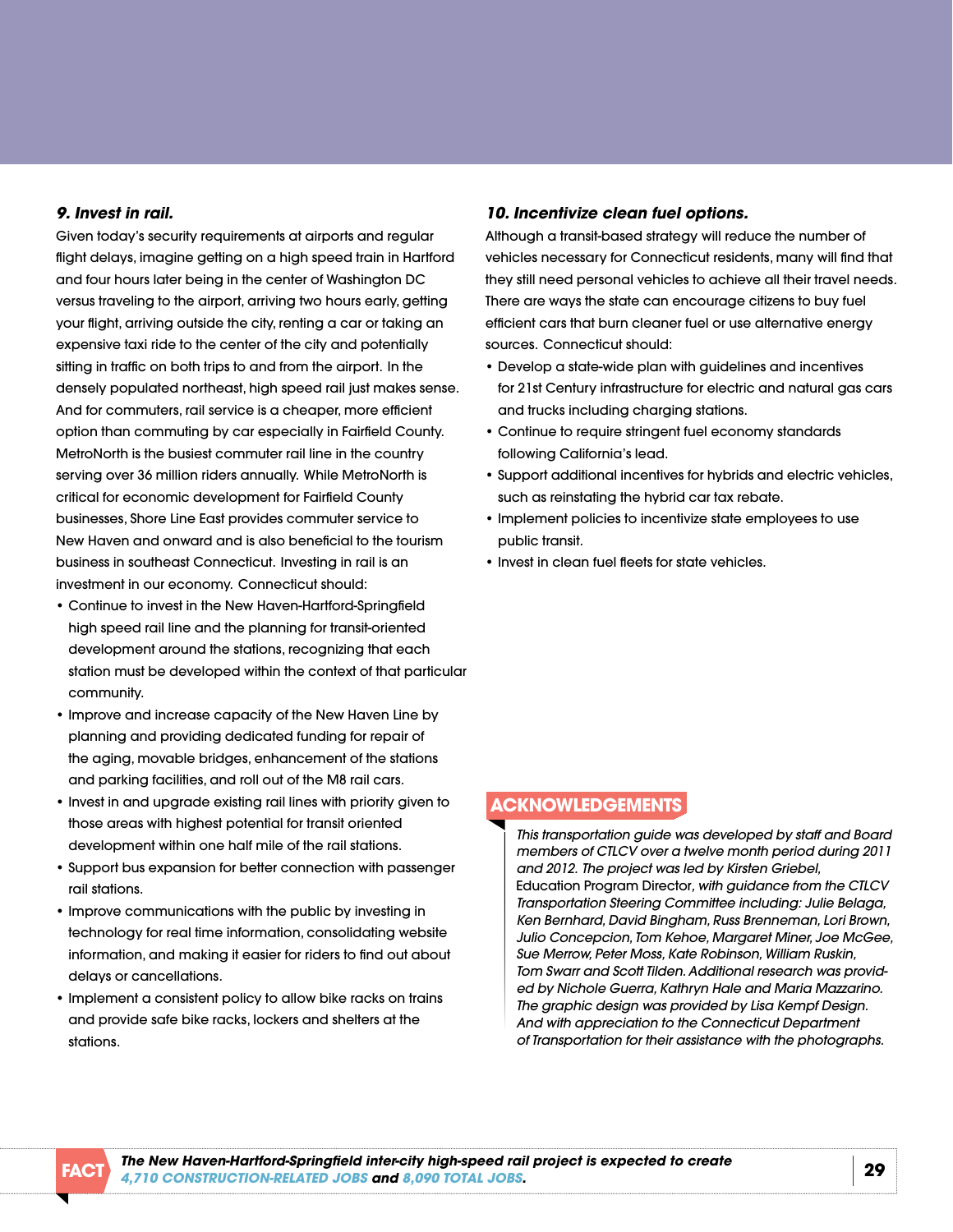### *9. Invest in rail.*

Given today's security requirements at airports and regular flight delays, imagine getting on a high speed train in Hartford and four hours later being in the center of Washington DC versus traveling to the airport, arriving two hours early, getting your flight, arriving outside the city, renting a car or taking an expensive taxi ride to the center of the city and potentially sitting in traffic on both trips to and from the airport. In the densely populated northeast, high speed rail just makes sense. And for commuters, rail service is a cheaper, more efficient option than commuting by car especially in Fairfield County. MetroNorth is the busiest commuter rail line in the country serving over 36 million riders annually. While MetroNorth is critical for economic development for Fairfield County businesses, Shore Line East provides commuter service to New Haven and onward and is also beneficial to the tourism business in southeast Connecticut. Investing in rail is an investment in our economy. Connecticut should:

- Continue to invest in the New Haven-Hartford-Springfield high speed rail line and the planning for transit-oriented development around the stations, recognizing that each station must be developed within the context of that particular community.
- Improve and increase capacity of the New Haven Line by planning and providing dedicated funding for repair of the aging, movable bridges, enhancement of the stations and parking facilities, and roll out of the M8 rail cars.
- Invest in and upgrade existing rail lines with priority given to those areas with highest potential for transit oriented development within one half mile of the rail stations.
- Support bus expansion for better connection with passenger rail stations.
- Improve communications with the public by investing in technology for real time information, consolidating website information, and making it easier for riders to find out about delays or cancellations.
- Implement a consistent policy to allow bike racks on trains and provide safe bike racks, lockers and shelters at the stations.

### *10. Incentivize clean fuel options.*

Although a transit-based strategy will reduce the number of vehicles necessary for Connecticut residents, many will find that they still need personal vehicles to achieve all their travel needs. There are ways the state can encourage citizens to buy fuel efficient cars that burn cleaner fuel or use alternative energy sources. Connecticut should:

- Develop a state-wide plan with guidelines and incentives for 21st Century infrastructure for electric and natural gas cars and trucks including charging stations.
- Continue to require stringent fuel economy standards following California's lead.
- Support additional incentives for hybrids and electric vehicles, such as reinstating the hybrid car tax rebate.
- Implement policies to incentivize state employees to use public transit.
- Invest in clean fuel fleets for state vehicles.

## ACKNOWLEDGEMENTS

*This transportation guide was developed by staff and Board members of CTLCV over a twelve month period during 2011 and 2012. The project was led by Kirsten Griebel,* Education Program Director, *with guidance from the CTLCV Transportation Steering Committee including: Julie Belaga, Ken Bernhard, David Bingham, Russ Brenneman, Lori Brown, Julio Concepcion, Tom Kehoe, Margaret Miner, Joe McGee, Sue Merrow, Peter Moss, Kate Robinson, William Ruskin, Tom Swarr and Scott Tilden. Additional research was provided by Nichole Guerra, Kathryn Hale and Maria Mazzarino. The graphic design was provided by Lisa Kempf Design. And with appreciation to the Connecticut Department of Transportation for their assistance with the photographs.*

**FACT** ***The New Haven-Hartford-Springfield inter-city high-speed rail project is expected to create 4,710 CONSTRUCTION-RELATED JOBS and 8,090 TOTAL JOBS.***